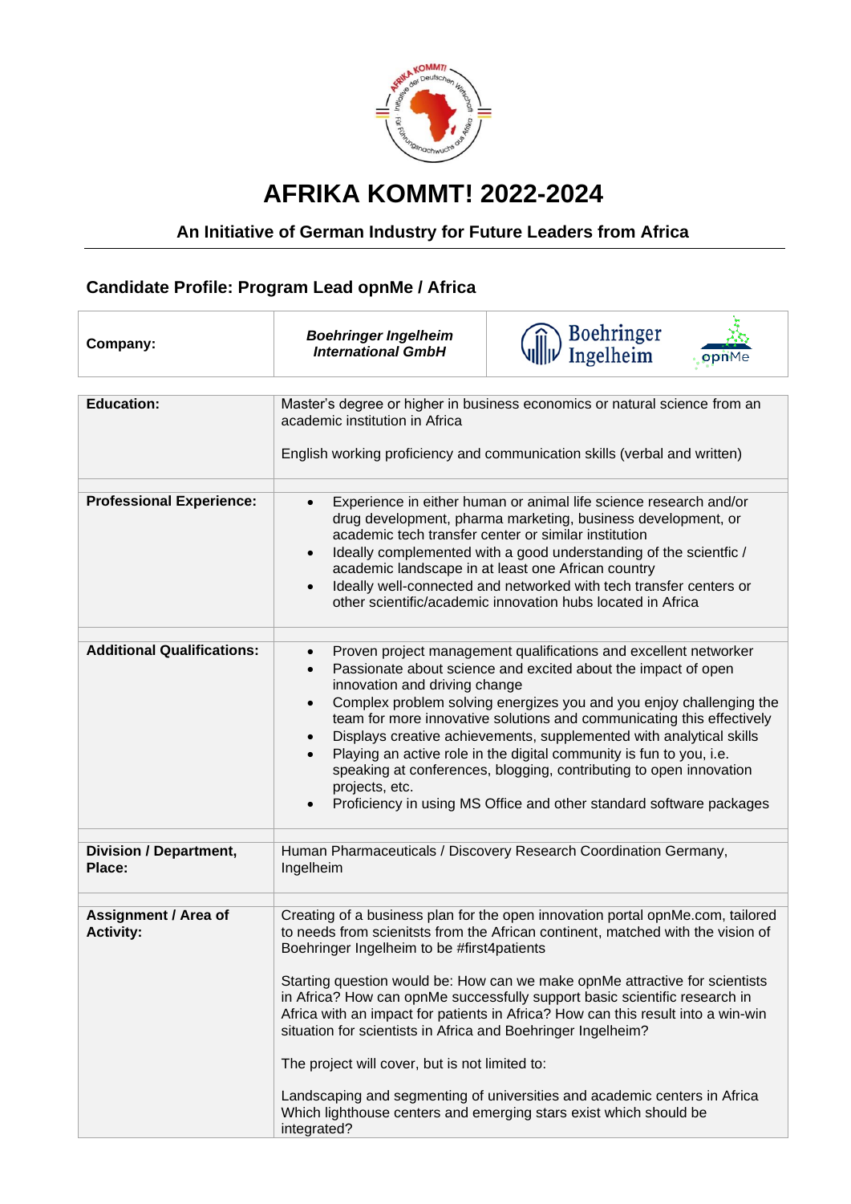# AFRIKA KOMMT! 2022-2024

## An Initiative of German Industry for Future Leaders from Africa

### Candidate Profile: Program Lead opnMe / Africa

| Company: | *Boehringer Ingelheim International GmbH* |
|---|---|
| **Education:** | Master's degree or higher in business economics or natural science from an academic institution in Africa<br><br>English working proficiency and communication skills (verbal and written) |
| **Professional Experience:** | • Experience in either human or animal life science research and/or drug development, pharma marketing, business development, or academic tech transfer center or similar institution<br>• Ideally complemented with a good understanding of the scientfic / academic landscape in at least one African country<br>• Ideally well-connected and networked with tech transfer centers or other scientific/academic innovation hubs located in Africa |
| **Additional Qualifications:** | • Proven project management qualifications and excellent networker<br>• Passionate about science and excited about the impact of open innovation and driving change<br>• Complex problem solving energizes you and you enjoy challenging the team for more innovative solutions and communicating this effectively<br>• Displays creative achievements, supplemented with analytical skills<br>• Playing an active role in the digital community is fun to you, i.e. speaking at conferences, blogging, contributing to open innovation projects, etc.<br>• Proficiency in using MS Office and other standard software packages |
| **Division / Department, Place:** | Human Pharmaceuticals / Discovery Research Coordination Germany, Ingelheim |
| **Assignment / Area of Activity:** | Creating of a business plan for the open innovation portal opnMe.com, tailored to needs from scienitsts from the African continent, matched with the vision of Boehringer Ingelheim to be #first4patients<br><br>Starting question would be: How can we make opnMe attractive for scientists in Africa? How can opnMe successfully support basic scientific research in Africa with an impact for patients in Africa? How can this result into a win-win situation for scientists in Africa and Boehringer Ingelheim?<br><br>The project will cover, but is not limited to:<br><br>Landscaping and segmenting of universities and academic centers in Africa Which lighthouse centers and emerging stars exist which should be integrated? |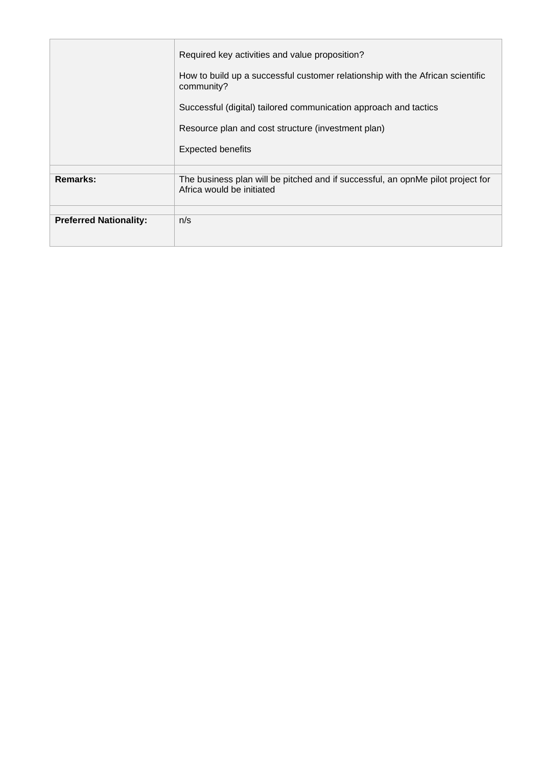| | |
|---|---|
| | Required key activities and value proposition?<br><br>How to build up a successful customer relationship with the African scientific community?<br><br>Successful (digital) tailored communication approach and tactics<br><br>Resource plan and cost structure (investment plan)<br><br>Expected benefits |
| | |
| **Remarks:** | The business plan will be pitched and if successful, an opnMe pilot project for Africa would be initiated |
| | |
| **Preferred Nationality:** | n/s |